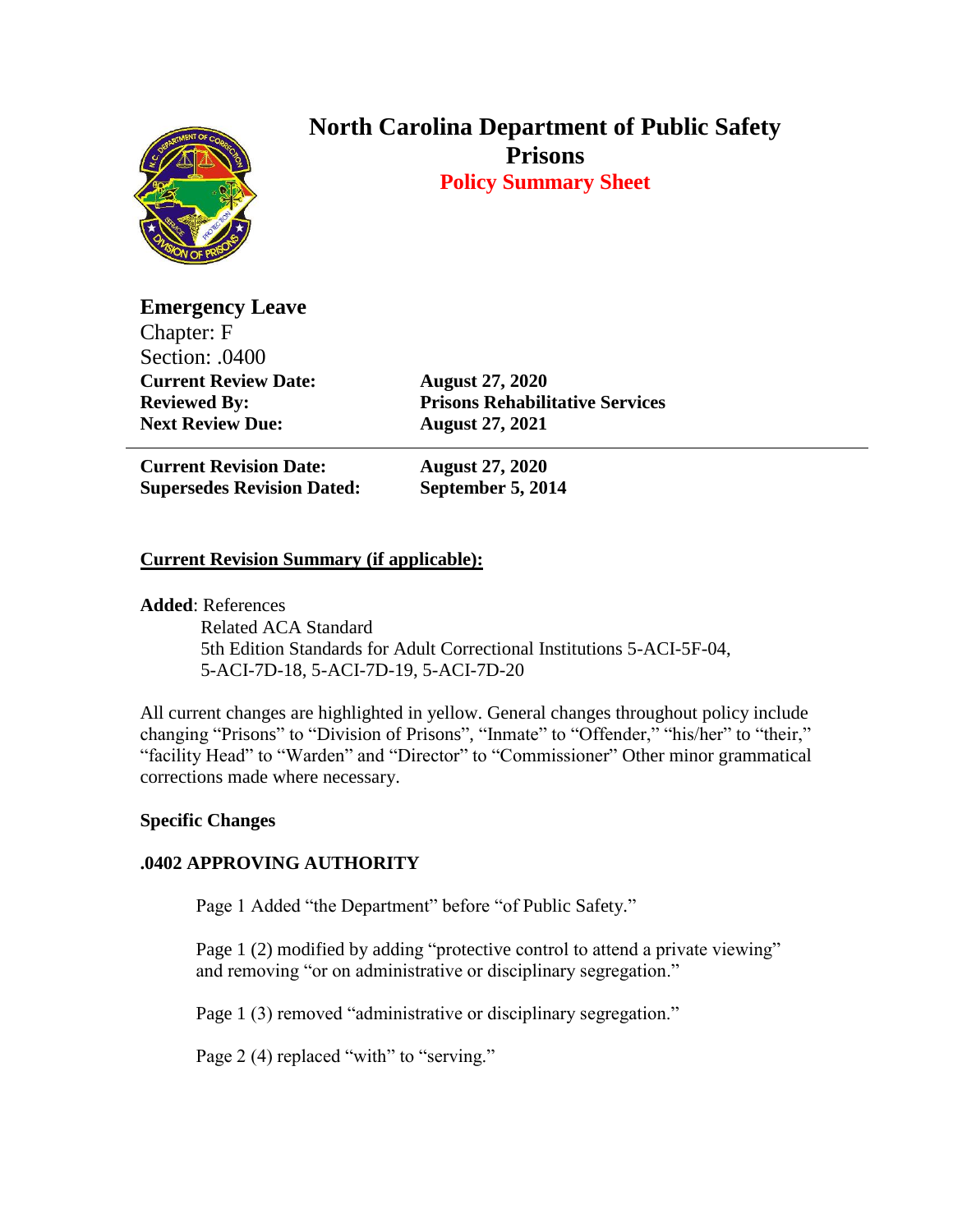# North Carolina Department of Public Safety
## Prisons
### Policy Summary Sheet

**Emergency Leave**
Chapter: F
Section: .0400

| | |
|---|---|
| **Current Review Date:** | **August 27, 2020** |
| **Reviewed By:** | **Prisons Rehabilitative Services** |
| **Next Review Due:** | **August 27, 2021** |

---

| | |
|---|---|
| **Current Revision Date:** | **August 27, 2020** |
| **Supersedes Revision Dated:** | **September 5, 2014** |

**<u>Current Revision Summary (if applicable):</u>**

**Added**: References
Related ACA Standard
5th Edition Standards for Adult Correctional Institutions 5-ACI-5F-04, 5-ACI-7D-18, 5-ACI-7D-19, 5-ACI-7D-20

All current changes are highlighted in yellow. General changes throughout policy include changing "Prisons" to "Division of Prisons", "Inmate" to "Offender," "his/her" to "their," "facility Head" to "Warden" and "Director" to "Commissioner" Other minor grammatical corrections made where necessary.

**Specific Changes**

**.0402 APPROVING AUTHORITY**

Page 1 Added "the Department" before "of Public Safety."

Page 1 (2) modified by adding "protective control to attend a private viewing" and removing "or on administrative or disciplinary segregation."

Page 1 (3) removed "administrative or disciplinary segregation."

Page 2 (4) replaced "with" to "serving."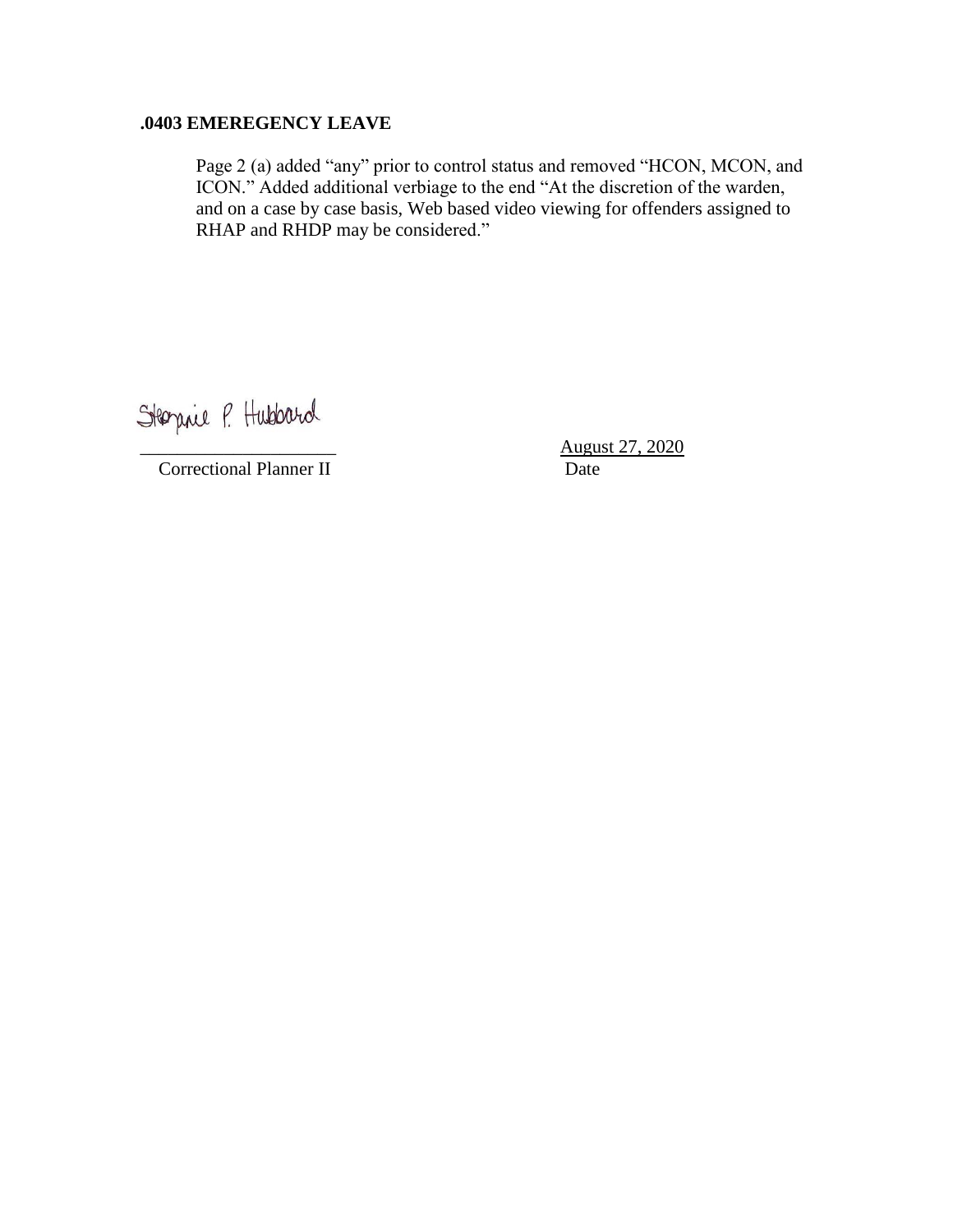**.0403 EMEREGENCY LEAVE**

Page 2 (a) added “any” prior to control status and removed “HCON, MCON, and ICON.” Added additional verbiage to the end “At the discretion of the warden, and on a case by case basis, Web based video viewing for offenders assigned to RHAP and RHDP may be considered.”

Stephanie P. Hubbard
\_\_\_\_\_\_\_\_\_\_\_\_\_\_\_\_\_\_\_\_\_
Correctional Planner II

August 27, 2020
Date